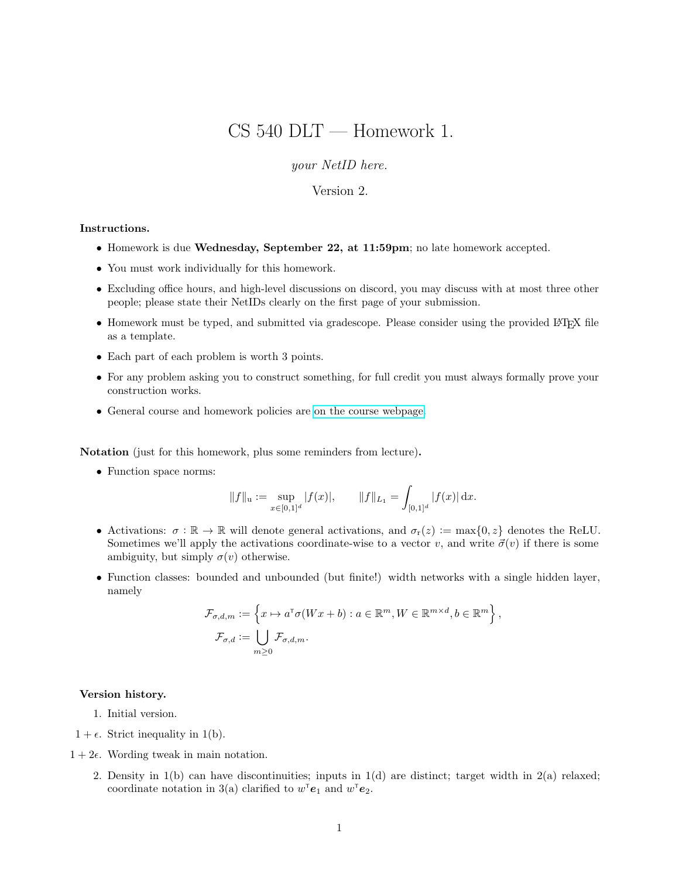# CS 540 DLT — Homework 1.

*your NetID here.*

Version 2.

**Instructions.**

- Homework is due **Wednesday, September 22, at 11:59pm**; no late homework accepted.
- You must work individually for this homework.
- Excluding office hours, and high-level discussions on discord, you may discuss with at most three other people; please state their NetIDs clearly on the first page of your submission.
- Homework must be typed, and submitted via gradescope. Please consider using the provided LaTeX file as a template.
- Each part of each problem is worth 3 points.
- For any problem asking you to construct something, for full credit you must always formally prove your construction works.
- General course and homework policies are on the course webpage.

**Notation** (just for this homework, plus some reminders from lecture)**.**

- Function space norms:

$$\|f\|_{\mathrm{u}} := \sup_{x \in [0,1]^d} |f(x)|, \qquad \|f\|_{L_1} = \int_{[0,1]^d} |f(x)| \, \mathrm{d}x.$$

- Activations: $\sigma : \mathbb{R} \to \mathbb{R}$ will denote general activations, and $\sigma_{\mathrm{r}}(z) := \max\{0, z\}$ denotes the ReLU. Sometimes we'll apply the activations coordinate-wise to a vector $v$, and write $\vec{\sigma}(v)$ if there is some ambiguity, but simply $\sigma(v)$ otherwise.
- Function classes: bounded and unbounded (but finite!) width networks with a single hidden layer, namely

$$\mathcal{F}_{\sigma,d,m} := \left\{ x \mapsto a^{\mathsf{T}} \sigma(Wx + b) : a \in \mathbb{R}^m, W \in \mathbb{R}^{m \times d}, b \in \mathbb{R}^m \right\},$$

$$\mathcal{F}_{\sigma,d} := \bigcup_{m \geq 0} \mathcal{F}_{\sigma,d,m}.$$

**Version history.**

1. Initial version.

$1 + \epsilon$. Strict inequality in 1(b).

$1 + 2\epsilon$. Wording tweak in main notation.

2. Density in 1(b) can have discontinuities; inputs in 1(d) are distinct; target width in 2(a) relaxed; coordinate notation in 3(a) clarified to $w^{\mathsf{T}}\boldsymbol{e}_1$ and $w^{\mathsf{T}}\boldsymbol{e}_2$.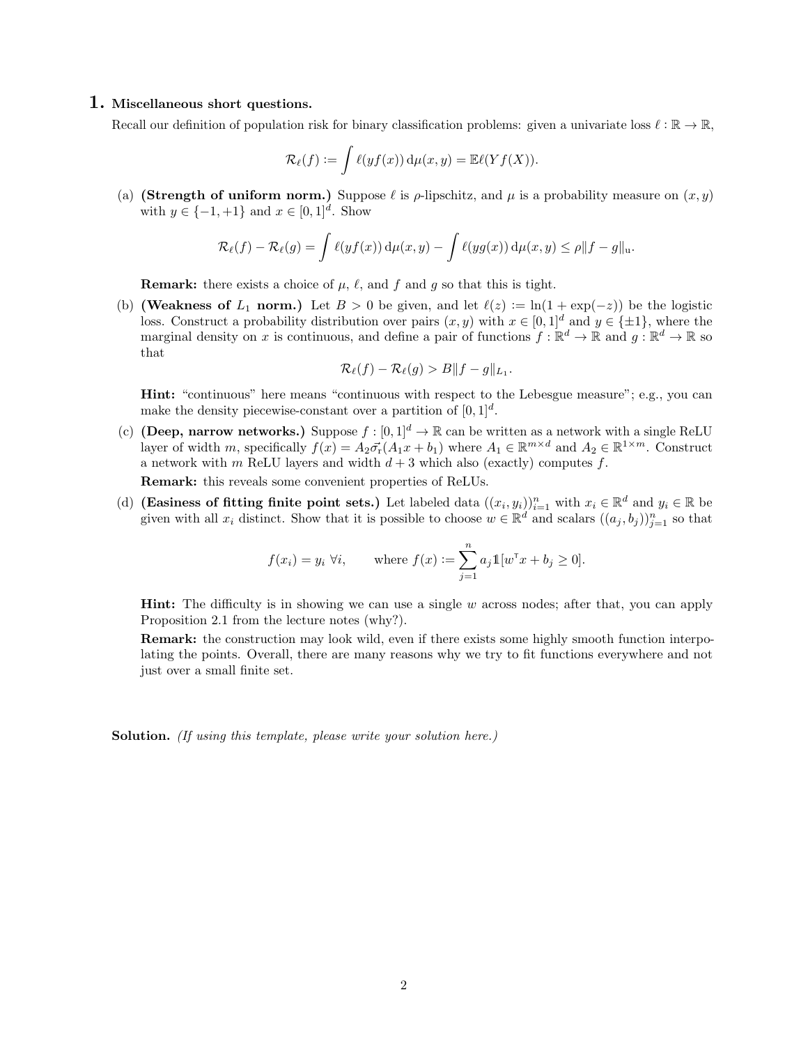## 1. Miscellaneous short questions.

Recall our definition of population risk for binary classification problems: given a univariate loss $\ell : \mathbb{R} \to \mathbb{R}$,

$$\mathcal{R}_\ell(f) := \int \ell(yf(x))\,\mathrm{d}\mu(x,y) = \mathbb{E}\ell(Yf(X)).$$

(a) **(Strength of uniform norm.)** Suppose $\ell$ is $\rho$-lipschitz, and $\mu$ is a probability measure on $(x, y)$ with $y \in \{-1, +1\}$ and $x \in [0,1]^d$. Show

$$\mathcal{R}_\ell(f) - \mathcal{R}_\ell(g) = \int \ell(yf(x))\,\mathrm{d}\mu(x,y) - \int \ell(yg(x))\,\mathrm{d}\mu(x,y) \leq \rho\|f - g\|_{\mathrm{u}}.$$

**Remark:** there exists a choice of $\mu$, $\ell$, and $f$ and $g$ so that this is tight.

(b) **(Weakness of $L_1$ norm.)** Let $B > 0$ be given, and let $\ell(z) := \ln(1 + \exp(-z))$ be the logistic loss. Construct a probability distribution over pairs $(x, y)$ with $x \in [0,1]^d$ and $y \in \{\pm 1\}$, where the marginal density on $x$ is continuous, and define a pair of functions $f : \mathbb{R}^d \to \mathbb{R}$ and $g : \mathbb{R}^d \to \mathbb{R}$ so that

$$\mathcal{R}_\ell(f) - \mathcal{R}_\ell(g) > B\|f - g\|_{L_1}.$$

**Hint:** "continuous" here means "continuous with respect to the Lebesgue measure"; e.g., you can make the density piecewise-constant over a partition of $[0,1]^d$.

(c) **(Deep, narrow networks.)** Suppose $f : [0,1]^d \to \mathbb{R}$ can be written as a network with a single ReLU layer of width $m$, specifically $f(x) = A_2\vec{\sigma}_{\mathrm{r}}(A_1x + b_1)$ where $A_1 \in \mathbb{R}^{m\times d}$ and $A_2 \in \mathbb{R}^{1\times m}$. Construct a network with $m$ ReLU layers and width $d + 3$ which also (exactly) computes $f$.

**Remark:** this reveals some convenient properties of ReLUs.

(d) **(Easiness of fitting finite point sets.)** Let labeled data $((x_i, y_i))_{i=1}^n$ with $x_i \in \mathbb{R}^d$ and $y_i \in \mathbb{R}$ be given with all $x_i$ distinct. Show that it is possible to choose $w \in \mathbb{R}^d$ and scalars $((a_j, b_j))_{j=1}^n$ so that

$$f(x_i) = y_i \;\forall i, \qquad \text{where } f(x) := \sum_{j=1}^n a_j\mathbb{1}[w^\top x + b_j \geq 0].$$

**Hint:** The difficulty is in showing we can use a single $w$ across nodes; after that, you can apply Proposition 2.1 from the lecture notes (why?).

**Remark:** the construction may look wild, even if there exists some highly smooth function interpolating the points. Overall, there are many reasons why we try to fit functions everywhere and not just over a small finite set.

**Solution.** *(If using this template, please write your solution here.)*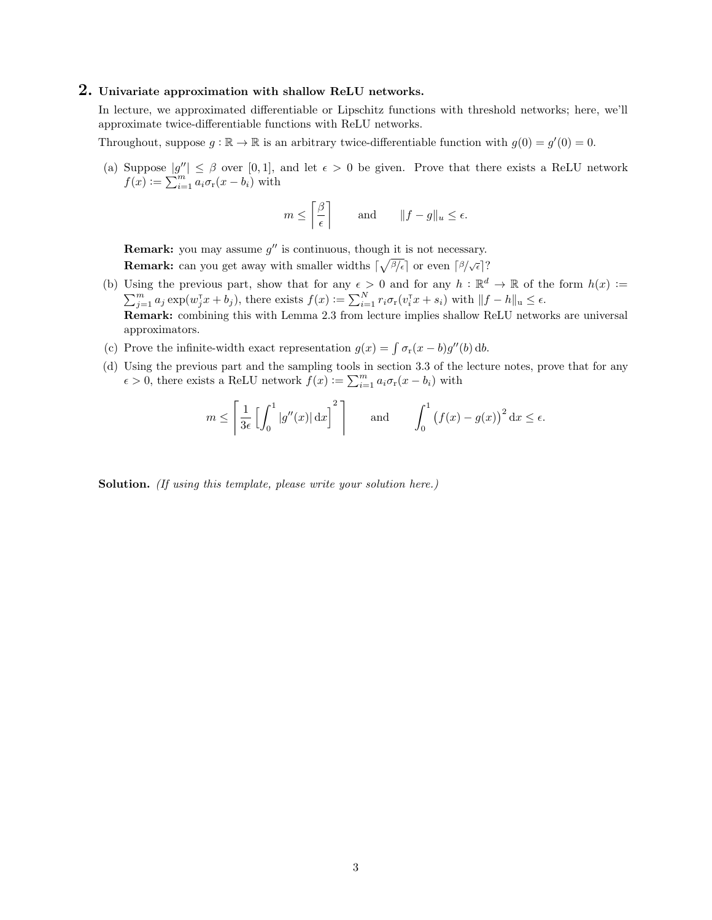## 2. Univariate approximation with shallow ReLU networks.

In lecture, we approximated differentiable or Lipschitz functions with threshold networks; here, we'll approximate twice-differentiable functions with ReLU networks.

Throughout, suppose $g : \mathbb{R} \to \mathbb{R}$ is an arbitrary twice-differentiable function with $g(0) = g'(0) = 0$.

(a) Suppose $|g''| \leq \beta$ over $[0, 1]$, and let $\epsilon > 0$ be given. Prove that there exists a ReLU network $f(x) := \sum_{i=1}^{m} a_i \sigma_{\mathrm{r}}(x - b_i)$ with

$$m \leq \left\lceil \frac{\beta}{\epsilon} \right\rceil \qquad \text{and} \qquad \|f - g\|_u \leq \epsilon.$$

**Remark:** you may assume $g''$ is continuous, though it is not necessary.

**Remark:** can you get away with smaller widths $\lceil \sqrt{\beta/\epsilon} \rceil$ or even $\lceil \beta/\sqrt{\epsilon} \rceil$?

(b) Using the previous part, show that for any $\epsilon > 0$ and for any $h : \mathbb{R}^d \to \mathbb{R}$ of the form $h(x) := \sum_{j=1}^{m} a_j \exp(w_j^\intercal x + b_j)$, there exists $f(x) := \sum_{i=1}^{N} r_i \sigma_{\mathrm{r}}(v_i^\intercal x + s_i)$ with $\|f - h\|_{\mathrm{u}} \leq \epsilon$.

**Remark:** combining this with Lemma 2.3 from lecture implies shallow ReLU networks are universal approximators.

(c) Prove the infinite-width exact representation $g(x) = \int \sigma_{\mathrm{r}}(x - b) g''(b) \, \mathrm{d}b$.

(d) Using the previous part and the sampling tools in section 3.3 of the lecture notes, prove that for any $\epsilon > 0$, there exists a ReLU network $f(x) := \sum_{i=1}^{m} a_i \sigma_{\mathrm{r}}(x - b_i)$ with

$$m \leq \left\lceil \frac{1}{3\epsilon} \left[ \int_0^1 |g''(x)| \, \mathrm{d}x \right]^2 \right\rceil \qquad \text{and} \qquad \int_0^1 \big(f(x) - g(x)\big)^2 \, \mathrm{d}x \leq \epsilon.$$

**Solution.** *(If using this template, please write your solution here.)*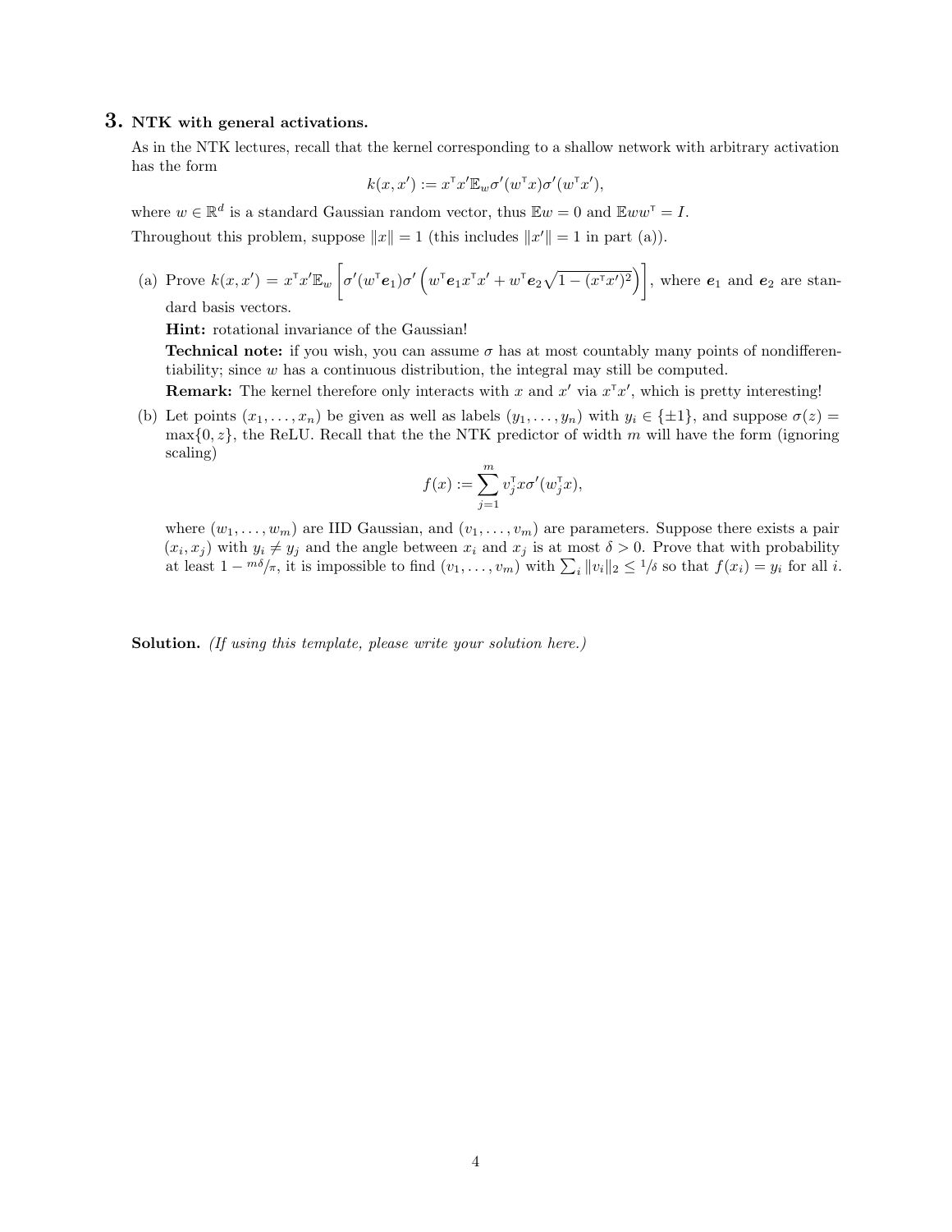## 3. NTK with general activations.

As in the NTK lectures, recall that the kernel corresponding to a shallow network with arbitrary activation has the form

$$k(x, x') := x^\top x' \mathbb{E}_w \sigma'(w^\top x)\sigma'(w^\top x'),$$

where $w \in \mathbb{R}^d$ is a standard Gaussian random vector, thus $\mathbb{E}w = 0$ and $\mathbb{E}ww^\top = I$.

Throughout this problem, suppose $\|x\| = 1$ (this includes $\|x'\| = 1$ in part (a)).

(a) Prove $k(x, x') = x^\top x' \mathbb{E}_w \left[ \sigma'(w^\top \boldsymbol{e}_1)\sigma' \left( w^\top \boldsymbol{e}_1 x^\top x' + w^\top \boldsymbol{e}_2 \sqrt{1 - (x^\top x')^2} \right) \right]$, where $\boldsymbol{e}_1$ and $\boldsymbol{e}_2$ are standard basis vectors.

**Hint:** rotational invariance of the Gaussian!

**Technical note:** if you wish, you can assume $\sigma$ has at most countably many points of nondifferentiability; since $w$ has a continuous distribution, the integral may still be computed.

**Remark:** The kernel therefore only interacts with $x$ and $x'$ via $x^\top x'$, which is pretty interesting!

(b) Let points $(x_1, \ldots, x_n)$ be given as well as labels $(y_1, \ldots, y_n)$ with $y_i \in \{\pm 1\}$, and suppose $\sigma(z) = \max\{0, z\}$, the ReLU. Recall that the the NTK predictor of width $m$ will have the form (ignoring scaling)

$$f(x) := \sum_{j=1}^{m} v_j^\top x \sigma'(w_j^\top x),$$

where $(w_1, \ldots, w_m)$ are IID Gaussian, and $(v_1, \ldots, v_m)$ are parameters. Suppose there exists a pair $(x_i, x_j)$ with $y_i \neq y_j$ and the angle between $x_i$ and $x_j$ is at most $\delta > 0$. Prove that with probability at least $1 - m\delta/\pi$, it is impossible to find $(v_1, \ldots, v_m)$ with $\sum_i \|v_i\|_2 \leq 1/\delta$ so that $f(x_i) = y_i$ for all $i$.

**Solution.** *(If using this template, please write your solution here.)*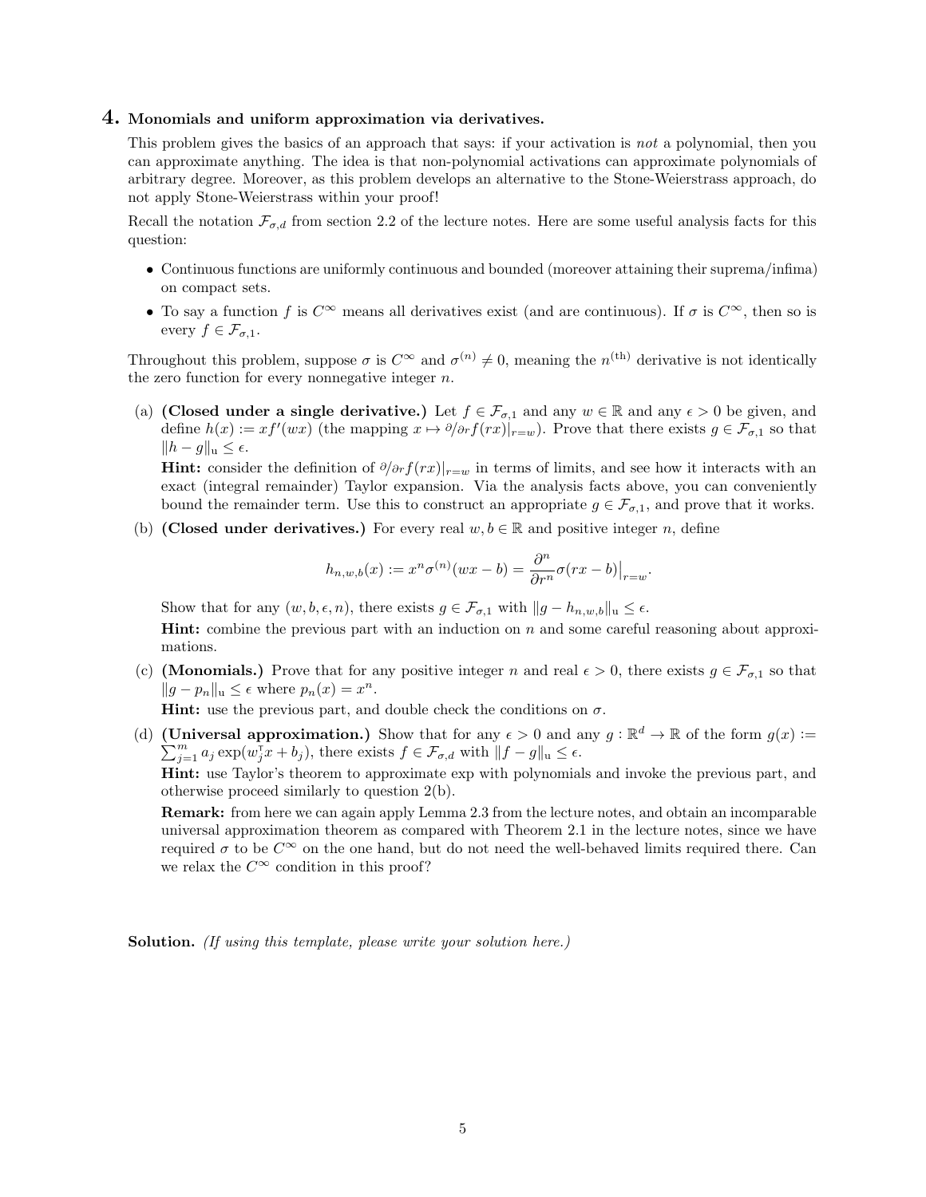## 4. Monomials and uniform approximation via derivatives.

This problem gives the basics of an approach that says: if your activation is *not* a polynomial, then you can approximate anything. The idea is that non-polynomial activations can approximate polynomials of arbitrary degree. Moreover, as this problem develops an alternative to the Stone-Weierstrass approach, do not apply Stone-Weierstrass within your proof!

Recall the notation $\mathcal{F}_{\sigma,d}$ from section 2.2 of the lecture notes. Here are some useful analysis facts for this question:

- Continuous functions are uniformly continuous and bounded (moreover attaining their suprema/infima) on compact sets.
- To say a function $f$ is $C^\infty$ means all derivatives exist (and are continuous). If $\sigma$ is $C^\infty$, then so is every $f \in \mathcal{F}_{\sigma,1}$.

Throughout this problem, suppose $\sigma$ is $C^\infty$ and $\sigma^{(n)} \neq 0$, meaning the $n^{(\text{th})}$ derivative is not identically the zero function for every nonnegative integer $n$.

(a) **(Closed under a single derivative.)** Let $f \in \mathcal{F}_{\sigma,1}$ and any $w \in \mathbb{R}$ and any $\epsilon > 0$ be given, and define $h(x) := xf'(wx)$ (the mapping $x \mapsto \partial/\partial r f(rx)|_{r=w}$). Prove that there exists $g \in \mathcal{F}_{\sigma,1}$ so that $\|h - g\|_{\text{u}} \leq \epsilon$.

**Hint:** consider the definition of $\partial/\partial r f(rx)|_{r=w}$ in terms of limits, and see how it interacts with an exact (integral remainder) Taylor expansion. Via the analysis facts above, you can conveniently bound the remainder term. Use this to construct an appropriate $g \in \mathcal{F}_{\sigma,1}$, and prove that it works.

(b) **(Closed under derivatives.)** For every real $w, b \in \mathbb{R}$ and positive integer $n$, define

$$h_{n,w,b}(x) := x^n \sigma^{(n)}(wx - b) = \frac{\partial^n}{\partial r^n} \sigma(rx - b)\Big|_{r=w}.$$

Show that for any $(w, b, \epsilon, n)$, there exists $g \in \mathcal{F}_{\sigma,1}$ with $\|g - h_{n,w,b}\|_{\text{u}} \leq \epsilon$.

**Hint:** combine the previous part with an induction on $n$ and some careful reasoning about approximations.

(c) **(Monomials.)** Prove that for any positive integer $n$ and real $\epsilon > 0$, there exists $g \in \mathcal{F}_{\sigma,1}$ so that $\|g - p_n\|_{\text{u}} \leq \epsilon$ where $p_n(x) = x^n$.

**Hint:** use the previous part, and double check the conditions on $\sigma$.

(d) **(Universal approximation.)** Show that for any $\epsilon > 0$ and any $g : \mathbb{R}^d \to \mathbb{R}$ of the form $g(x) := \sum_{j=1}^m a_j \exp(w_j^\mathsf{T} x + b_j)$, there exists $f \in \mathcal{F}_{\sigma,d}$ with $\|f - g\|_{\text{u}} \leq \epsilon$.

**Hint:** use Taylor's theorem to approximate exp with polynomials and invoke the previous part, and otherwise proceed similarly to question 2(b).

**Remark:** from here we can again apply Lemma 2.3 from the lecture notes, and obtain an incomparable universal approximation theorem as compared with Theorem 2.1 in the lecture notes, since we have required $\sigma$ to be $C^\infty$ on the one hand, but do not need the well-behaved limits required there. Can we relax the $C^\infty$ condition in this proof?

**Solution.** *(If using this template, please write your solution here.)*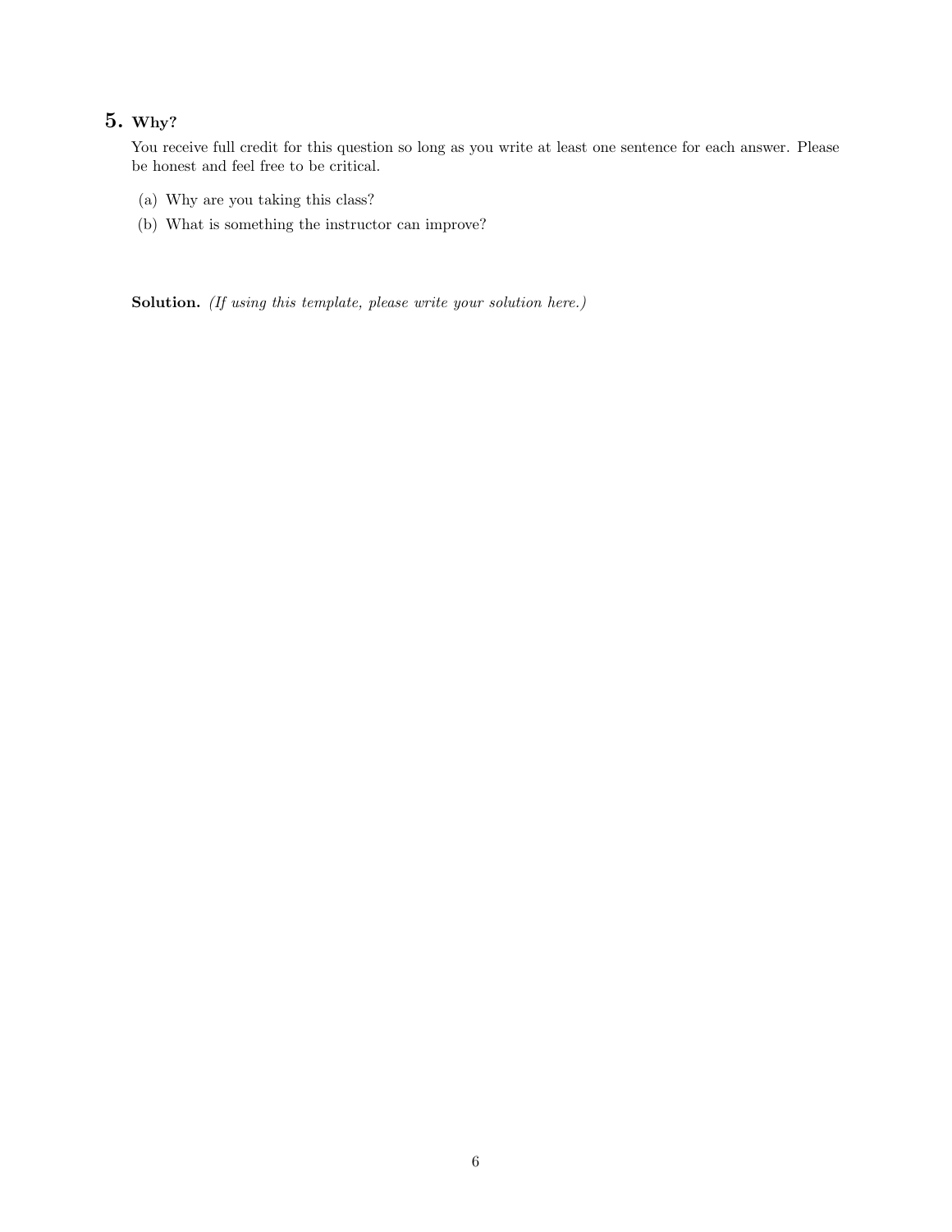## 5. Why?

You receive full credit for this question so long as you write at least one sentence for each answer. Please be honest and feel free to be critical.

(a) Why are you taking this class?

(b) What is something the instructor can improve?

**Solution.** *(If using this template, please write your solution here.)*